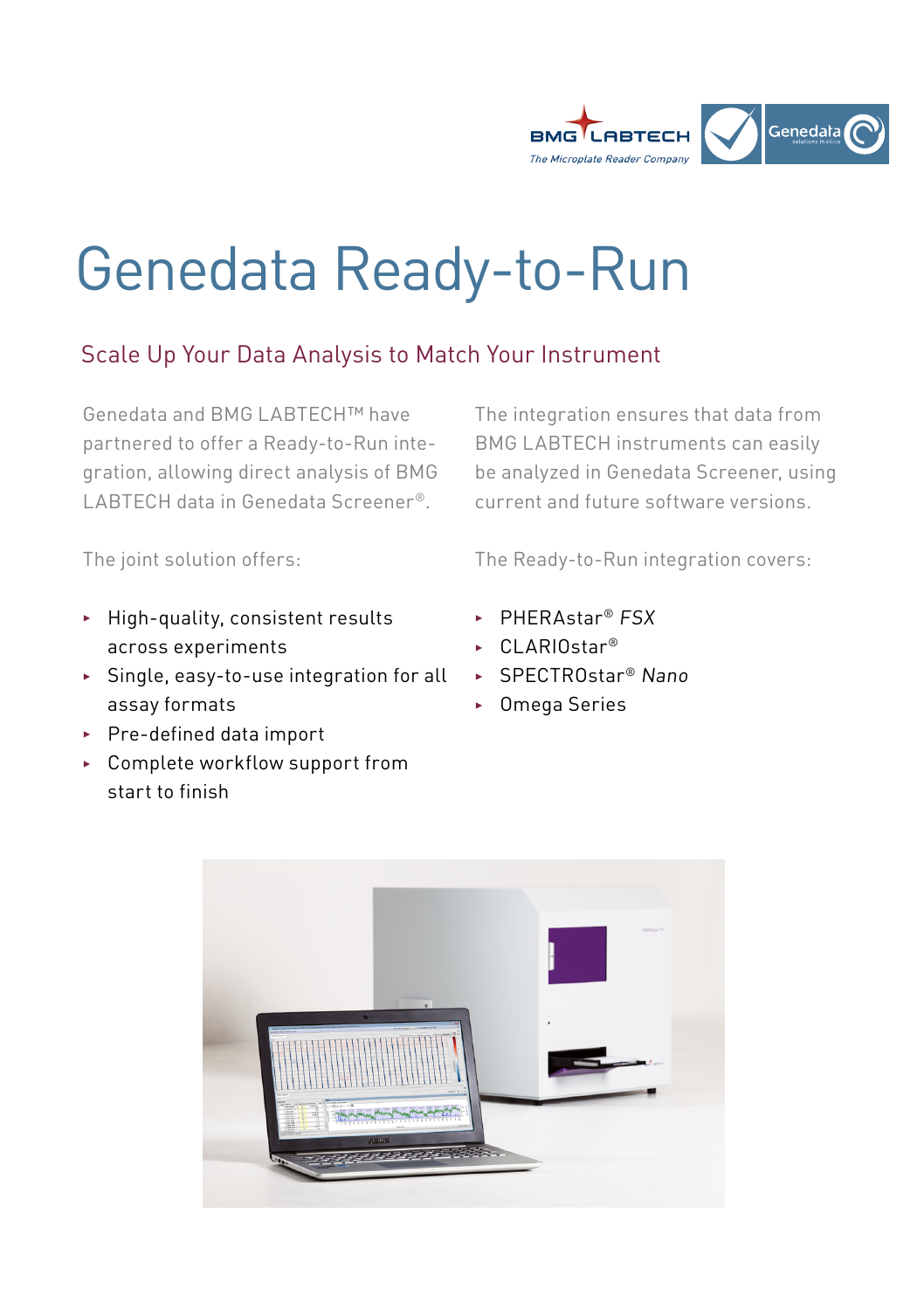# Genedata Ready-to-Run

## Scale Up Your Data Analysis to Match Your Instrument

Genedata and BMG LABTECH™ have partnered to offer a Ready-to-Run integration, allowing direct analysis of BMG LABTECH data in Genedata Screener®.

The joint solution offers:

- High-quality, consistent results across experiments
- Single, easy-to-use integration for all assay formats
- Pre-defined data import
- Complete workflow support from start to finish

The integration ensures that data from BMG LABTECH instruments can easily be analyzed in Genedata Screener, using current and future software versions.

The Ready-to-Run integration covers:

- PHERAstar® *FSX*
- CLARIOstar®
- SPECTROstar® *Nano*
- Omega Series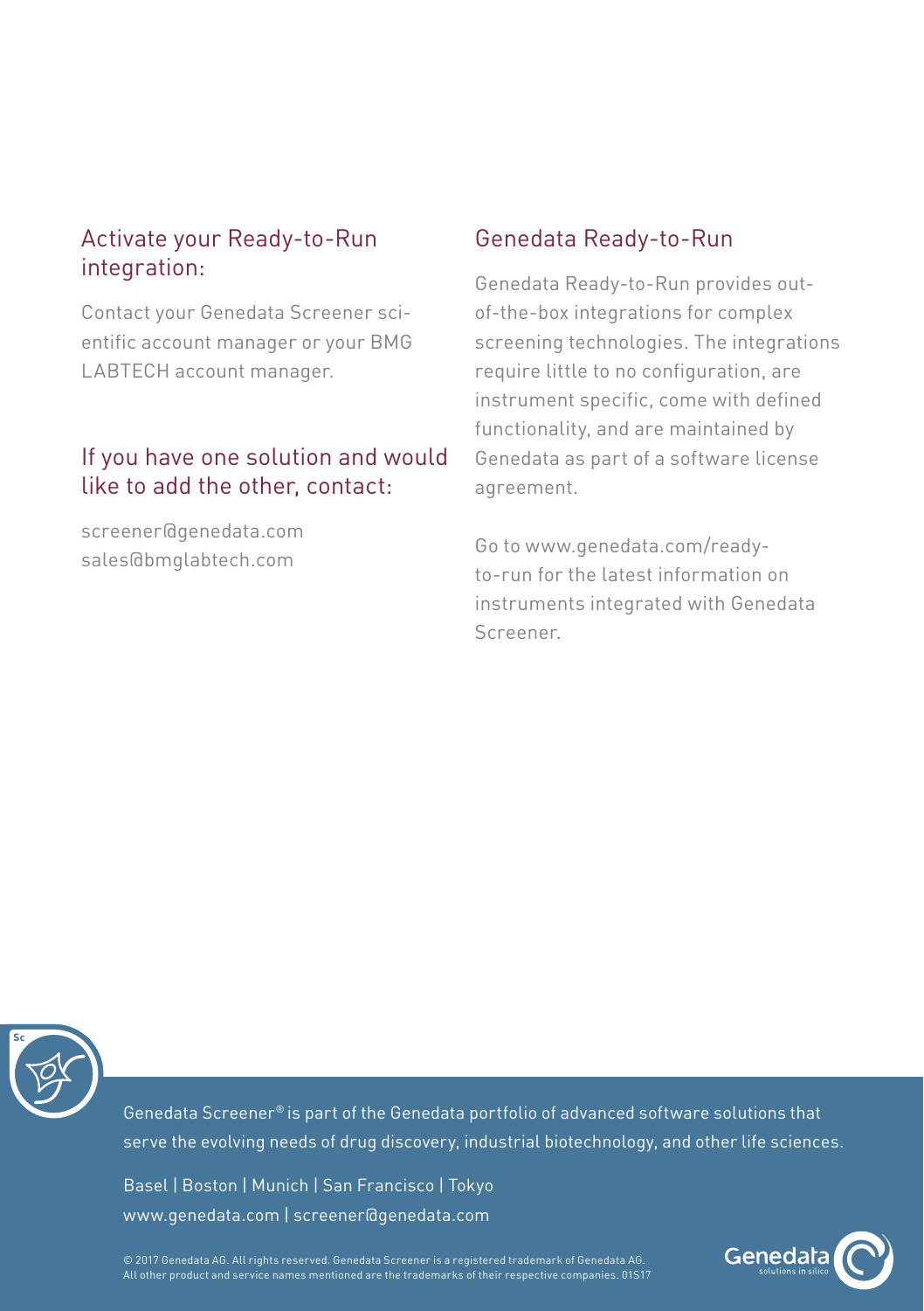## Activate your Ready-to-Run integration:

Contact your Genedata Screener scientific account manager or your BMG LABTECH account manager.

## If you have one solution and would like to add the other, contact:

screener@genedata.com
sales@bmglabtech.com

## Genedata Ready-to-Run

Genedata Ready-to-Run provides out-of-the-box integrations for complex screening technologies. The integrations require little to no configuration, are instrument specific, come with defined functionality, and are maintained by Genedata as part of a software license agreement.

Go to www.genedata.com/ready-to-run for the latest information on instruments integrated with Genedata Screener.

Genedata Screener® is part of the Genedata portfolio of advanced software solutions that serve the evolving needs of drug discovery, industrial biotechnology, and other life sciences.

Basel | Boston | Munich | San Francisco | Tokyo
www.genedata.com | screener@genedata.com

© 2017 Genedata AG. All rights reserved. Genedata Screener is a registered trademark of Genedata AG. All other product and service names mentioned are the trademarks of their respective companies. 01S17